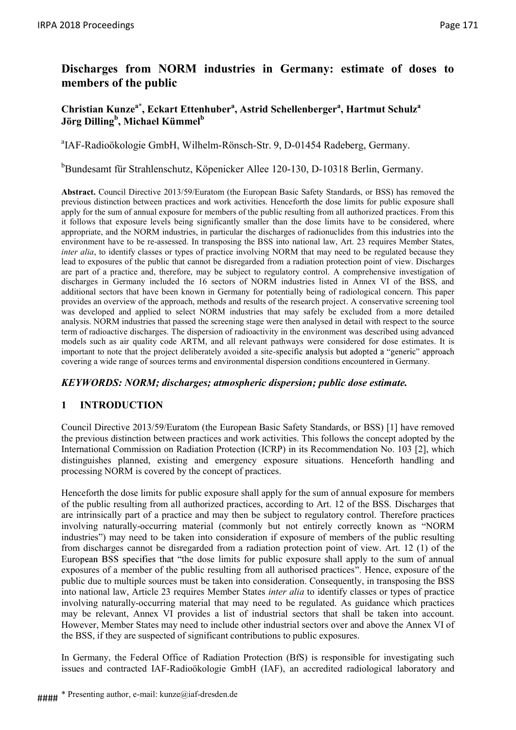# Discharges from NORM industries in Germany: estimate of doses to members of the public

**Christian Kunze[a*], Eckart Ettenhuber[a], Astrid Schellenberger[a], Hartmut Schulz[a] Jörg Dilling[b], Michael Kümmel[b]**

[a]IAF-Radioökologie GmbH, Wilhelm-Rönsch-Str. 9, D-01454 Radeberg, Germany.

[b]Bundesamt für Strahlenschutz, Köpenicker Allee 120-130, D-10318 Berlin, Germany.

**Abstract.** Council Directive 2013/59/Euratom (the European Basic Safety Standards, or BSS) has removed the previous distinction between practices and work activities. Henceforth the dose limits for public exposure shall apply for the sum of annual exposure for members of the public resulting from all authorized practices. From this it follows that exposure levels being significantly smaller than the dose limits have to be considered, where appropriate, and the NORM industries, in particular the discharges of radionuclides from this industries into the environment have to be re-assessed. In transposing the BSS into national law, Art. 23 requires Member States, *inter alia*, to identify classes or types of practice involving NORM that may need to be regulated because they lead to exposures of the public that cannot be disregarded from a radiation protection point of view. Discharges are part of a practice and, therefore, may be subject to regulatory control. A comprehensive investigation of discharges in Germany included the 16 sectors of NORM industries listed in Annex VI of the BSS, and additional sectors that have been known in Germany for potentially being of radiological concern. This paper provides an overview of the approach, methods and results of the research project. A conservative screening tool was developed and applied to select NORM industries that may safely be excluded from a more detailed analysis. NORM industries that passed the screening stage were then analysed in detail with respect to the source term of radioactive discharges. The dispersion of radioactivity in the environment was described using advanced models such as air quality code ARTM, and all relevant pathways were considered for dose estimates. It is important to note that the project deliberately avoided a site-specific analysis but adopted a "generic" approach covering a wide range of sources terms and environmental dispersion conditions encountered in Germany.

***KEYWORDS: NORM; discharges; atmospheric dispersion; public dose estimate.***

## 1 INTRODUCTION

Council Directive 2013/59/Euratom (the European Basic Safety Standards, or BSS) [1] have removed the previous distinction between practices and work activities. This follows the concept adopted by the International Commission on Radiation Protection (ICRP) in its Recommendation No. 103 [2], which distinguishes planned, existing and emergency exposure situations. Henceforth handling and processing NORM is covered by the concept of practices.

Henceforth the dose limits for public exposure shall apply for the sum of annual exposure for members of the public resulting from all authorized practices, according to Art. 12 of the BSS. Discharges that are intrinsically part of a practice and may then be subject to regulatory control. Therefore practices involving naturally-occurring material (commonly but not entirely correctly known as "NORM industries") may need to be taken into consideration if exposure of members of the public resulting from discharges cannot be disregarded from a radiation protection point of view. Art. 12 (1) of the European BSS specifies that "the dose limits for public exposure shall apply to the sum of annual exposures of a member of the public resulting from all authorised practices". Hence, exposure of the public due to multiple sources must be taken into consideration. Consequently, in transposing the BSS into national law, Article 23 requires Member States *inter alia* to identify classes or types of practice involving naturally-occurring material that may need to be regulated. As guidance which practices may be relevant, Annex VI provides a list of industrial sectors that shall be taken into account. However, Member States may need to include other industrial sectors over and above the Annex VI of the BSS, if they are suspected of significant contributions to public exposures.

In Germany, the Federal Office of Radiation Protection (BfS) is responsible for investigating such issues and contracted IAF-Radioökologie GmbH (IAF), an accredited radiological laboratory and

\* Presenting author, e-mail: kunze@iaf-dresden.de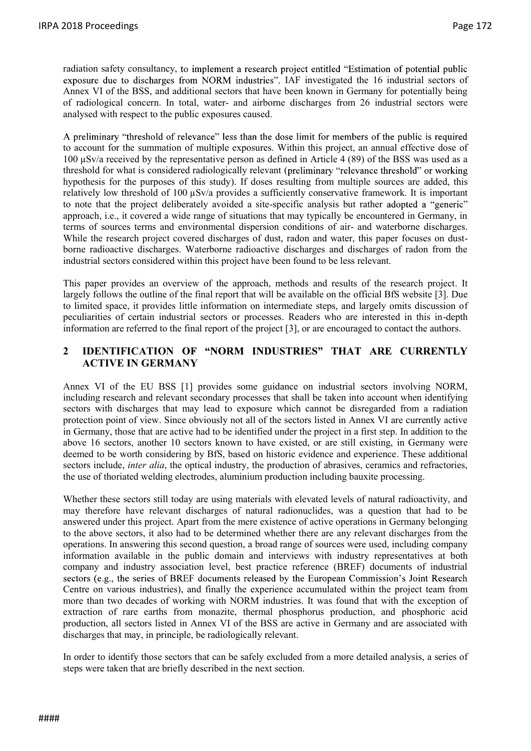radiation safety consultancy, to implement a research project entitled "Estimation of potential public exposure due to discharges from NORM industries". IAF investigated the 16 industrial sectors of Annex VI of the BSS, and additional sectors that have been known in Germany for potentially being of radiological concern. In total, water- and airborne discharges from 26 industrial sectors were analysed with respect to the public exposures caused.

A preliminary "threshold of relevance" less than the dose limit for members of the public is required to account for the summation of multiple exposures. Within this project, an annual effective dose of 100 µSv/a received by the representative person as defined in Article 4 (89) of the BSS was used as a threshold for what is considered radiologically relevant (preliminary "relevance threshold" or working hypothesis for the purposes of this study). If doses resulting from multiple sources are added, this relatively low threshold of 100 µSv/a provides a sufficiently conservative framework. It is important to note that the project deliberately avoided a site-specific analysis but rather adopted a "generic" approach, i.e., it covered a wide range of situations that may typically be encountered in Germany, in terms of sources terms and environmental dispersion conditions of air- and waterborne discharges. While the research project covered discharges of dust, radon and water, this paper focuses on dust-borne radioactive discharges. Waterborne radioactive discharges and discharges of radon from the industrial sectors considered within this project have been found to be less relevant.

This paper provides an overview of the approach, methods and results of the research project. It largely follows the outline of the final report that will be available on the official BfS website [3]. Due to limited space, it provides little information on intermediate steps, and largely omits discussion of peculiarities of certain industrial sectors or processes. Readers who are interested in this in-depth information are referred to the final report of the project [3], or are encouraged to contact the authors.

## 2 IDENTIFICATION OF "NORM INDUSTRIES" THAT ARE CURRENTLY ACTIVE IN GERMANY

Annex VI of the EU BSS [1] provides some guidance on industrial sectors involving NORM, including research and relevant secondary processes that shall be taken into account when identifying sectors with discharges that may lead to exposure which cannot be disregarded from a radiation protection point of view. Since obviously not all of the sectors listed in Annex VI are currently active in Germany, those that are active had to be identified under the project in a first step. In addition to the above 16 sectors, another 10 sectors known to have existed, or are still existing, in Germany were deemed to be worth considering by BfS, based on historic evidence and experience. These additional sectors include, *inter alia*, the optical industry, the production of abrasives, ceramics and refractories, the use of thoriated welding electrodes, aluminium production including bauxite processing.

Whether these sectors still today are using materials with elevated levels of natural radioactivity, and may therefore have relevant discharges of natural radionuclides, was a question that had to be answered under this project. Apart from the mere existence of active operations in Germany belonging to the above sectors, it also had to be determined whether there are any relevant discharges from the operations. In answering this second question, a broad range of sources were used, including company information available in the public domain and interviews with industry representatives at both company and industry association level, best practice reference (BREF) documents of industrial sectors (e.g., the series of BREF documents released by the European Commission's Joint Research Centre on various industries), and finally the experience accumulated within the project team from more than two decades of working with NORM industries. It was found that with the exception of extraction of rare earths from monazite, thermal phosphorus production, and phosphoric acid production, all sectors listed in Annex VI of the BSS are active in Germany and are associated with discharges that may, in principle, be radiologically relevant.

In order to identify those sectors that can be safely excluded from a more detailed analysis, a series of steps were taken that are briefly described in the next section.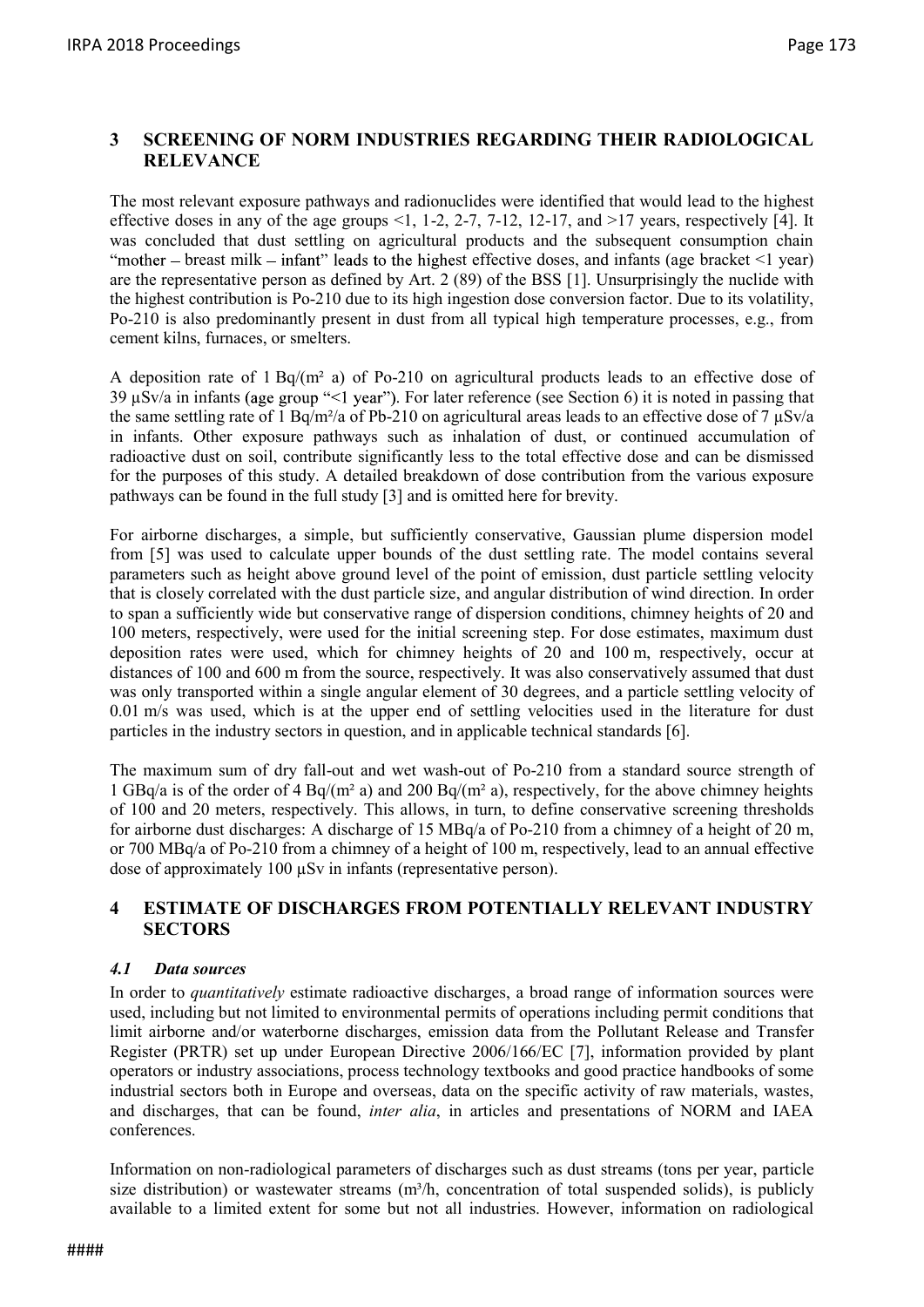## 3 SCREENING OF NORM INDUSTRIES REGARDING THEIR RADIOLOGICAL RELEVANCE

The most relevant exposure pathways and radionuclides were identified that would lead to the highest effective doses in any of the age groups <1, 1-2, 2-7, 7-12, 12-17, and >17 years, respectively [4]. It was concluded that dust settling on agricultural products and the subsequent consumption chain "mother – breast milk – infant" leads to the highest effective doses, and infants (age bracket <1 year) are the representative person as defined by Art. 2 (89) of the BSS [1]. Unsurprisingly the nuclide with the highest contribution is Po-210 due to its high ingestion dose conversion factor. Due to its volatility, Po-210 is also predominantly present in dust from all typical high temperature processes, e.g., from cement kilns, furnaces, or smelters.

A deposition rate of 1 Bq/(m² a) of Po-210 on agricultural products leads to an effective dose of 39 µSv/a in infants (age group "<1 year"). For later reference (see Section 6) it is noted in passing that the same settling rate of 1 Bq/m²/a of Pb-210 on agricultural areas leads to an effective dose of 7 µSv/a in infants. Other exposure pathways such as inhalation of dust, or continued accumulation of radioactive dust on soil, contribute significantly less to the total effective dose and can be dismissed for the purposes of this study. A detailed breakdown of dose contribution from the various exposure pathways can be found in the full study [3] and is omitted here for brevity.

For airborne discharges, a simple, but sufficiently conservative, Gaussian plume dispersion model from [5] was used to calculate upper bounds of the dust settling rate. The model contains several parameters such as height above ground level of the point of emission, dust particle settling velocity that is closely correlated with the dust particle size, and angular distribution of wind direction. In order to span a sufficiently wide but conservative range of dispersion conditions, chimney heights of 20 and 100 meters, respectively, were used for the initial screening step. For dose estimates, maximum dust deposition rates were used, which for chimney heights of 20 and 100 m, respectively, occur at distances of 100 and 600 m from the source, respectively. It was also conservatively assumed that dust was only transported within a single angular element of 30 degrees, and a particle settling velocity of 0.01 m/s was used, which is at the upper end of settling velocities used in the literature for dust particles in the industry sectors in question, and in applicable technical standards [6].

The maximum sum of dry fall-out and wet wash-out of Po-210 from a standard source strength of 1 GBq/a is of the order of 4 Bq/(m² a) and 200 Bq/(m² a), respectively, for the above chimney heights of 100 and 20 meters, respectively. This allows, in turn, to define conservative screening thresholds for airborne dust discharges: A discharge of 15 MBq/a of Po-210 from a chimney of a height of 20 m, or 700 MBq/a of Po-210 from a chimney of a height of 100 m, respectively, lead to an annual effective dose of approximately 100 µSv in infants (representative person).

## 4 ESTIMATE OF DISCHARGES FROM POTENTIALLY RELEVANT INDUSTRY SECTORS

### 4.1 Data sources

In order to *quantitatively* estimate radioactive discharges, a broad range of information sources were used, including but not limited to environmental permits of operations including permit conditions that limit airborne and/or waterborne discharges, emission data from the Pollutant Release and Transfer Register (PRTR) set up under European Directive 2006/166/EC [7], information provided by plant operators or industry associations, process technology textbooks and good practice handbooks of some industrial sectors both in Europe and overseas, data on the specific activity of raw materials, wastes, and discharges, that can be found, *inter alia*, in articles and presentations of NORM and IAEA conferences.

Information on non-radiological parameters of discharges such as dust streams (tons per year, particle size distribution) or wastewater streams (m³/h, concentration of total suspended solids), is publicly available to a limited extent for some but not all industries. However, information on radiological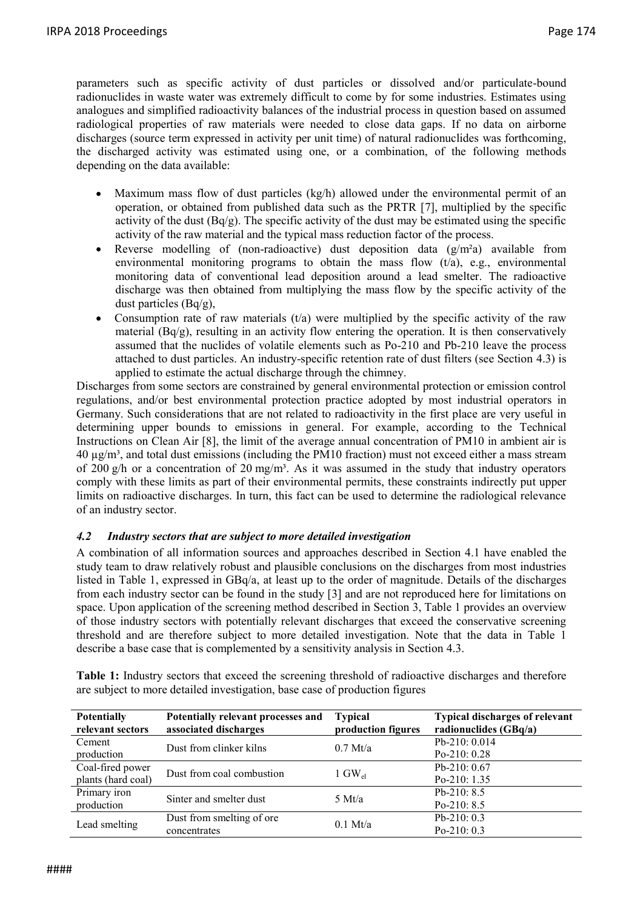parameters such as specific activity of dust particles or dissolved and/or particulate-bound radionuclides in waste water was extremely difficult to come by for some industries. Estimates using analogues and simplified radioactivity balances of the industrial process in question based on assumed radiological properties of raw materials were needed to close data gaps. If no data on airborne discharges (source term expressed in activity per unit time) of natural radionuclides was forthcoming, the discharged activity was estimated using one, or a combination, of the following methods depending on the data available:

- Maximum mass flow of dust particles (kg/h) allowed under the environmental permit of an operation, or obtained from published data such as the PRTR [7], multiplied by the specific activity of the dust (Bq/g). The specific activity of the dust may be estimated using the specific activity of the raw material and the typical mass reduction factor of the process.
- Reverse modelling of (non-radioactive) dust deposition data (g/m²a) available from environmental monitoring programs to obtain the mass flow (t/a), e.g., environmental monitoring data of conventional lead deposition around a lead smelter. The radioactive discharge was then obtained from multiplying the mass flow by the specific activity of the dust particles (Bq/g),
- Consumption rate of raw materials (t/a) were multiplied by the specific activity of the raw material (Bq/g), resulting in an activity flow entering the operation. It is then conservatively assumed that the nuclides of volatile elements such as Po-210 and Pb-210 leave the process attached to dust particles. An industry-specific retention rate of dust filters (see Section 4.3) is applied to estimate the actual discharge through the chimney.

Discharges from some sectors are constrained by general environmental protection or emission control regulations, and/or best environmental protection practice adopted by most industrial operators in Germany. Such considerations that are not related to radioactivity in the first place are very useful in determining upper bounds to emissions in general. For example, according to the Technical Instructions on Clean Air [8], the limit of the average annual concentration of PM10 in ambient air is 40 µg/m³, and total dust emissions (including the PM10 fraction) must not exceed either a mass stream of 200 g/h or a concentration of 20 mg/m³. As it was assumed in the study that industry operators comply with these limits as part of their environmental permits, these constraints indirectly put upper limits on radioactive discharges. In turn, this fact can be used to determine the radiological relevance of an industry sector.

### *4.2 Industry sectors that are subject to more detailed investigation*

A combination of all information sources and approaches described in Section 4.1 have enabled the study team to draw relatively robust and plausible conclusions on the discharges from most industries listed in Table 1, expressed in GBq/a, at least up to the order of magnitude. Details of the discharges from each industry sector can be found in the study [3] and are not reproduced here for limitations on space. Upon application of the screening method described in Section 3, Table 1 provides an overview of those industry sectors with potentially relevant discharges that exceed the conservative screening threshold and are therefore subject to more detailed investigation. Note that the data in Table 1 describe a base case that is complemented by a sensitivity analysis in Section 4.3.

**Table 1:** Industry sectors that exceed the screening threshold of radioactive discharges and therefore are subject to more detailed investigation, base case of production figures

| Potentially relevant sectors | Potentially relevant processes and associated discharges | Typical production figures | Typical discharges of relevant radionuclides (GBq/a) |
|---|---|---|---|
| Cement production | Dust from clinker kilns | 0.7 Mt/a | Pb-210: 0.014<br>Po-210: 0.28 |
| Coal-fired power plants (hard coal) | Dust from coal combustion | 1 $GW_{el}$ | Pb-210: 0.67<br>Po-210: 1.35 |
| Primary iron production | Sinter and smelter dust | 5 Mt/a | Pb-210: 8.5<br>Po-210: 8.5 |
| Lead smelting | Dust from smelting of ore concentrates | 0.1 Mt/a | Pb-210: 0.3<br>Po-210: 0.3 |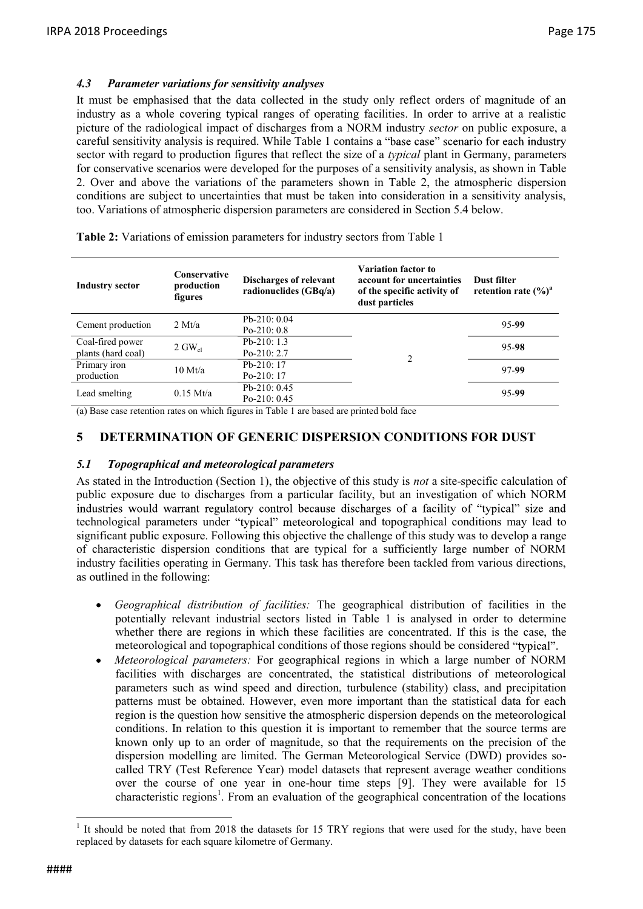### *4.3 Parameter variations for sensitivity analyses*

It must be emphasised that the data collected in the study only reflect orders of magnitude of an industry as a whole covering typical ranges of operating facilities. In order to arrive at a realistic picture of the radiological impact of discharges from a NORM industry *sector* on public exposure, a careful sensitivity analysis is required. While Table 1 contains a "base case" scenario for each industry sector with regard to production figures that reflect the size of a *typical* plant in Germany, parameters for conservative scenarios were developed for the purposes of a sensitivity analysis, as shown in Table 2. Over and above the variations of the parameters shown in Table 2, the atmospheric dispersion conditions are subject to uncertainties that must be taken into consideration in a sensitivity analysis, too. Variations of atmospheric dispersion parameters are considered in Section 5.4 below.

**Table 2:** Variations of emission parameters for industry sectors from Table 1

| Industry sector | Conservative production figures | Discharges of relevant radionuclides (GBq/a) | Variation factor to account for uncertainties of the specific activity of dust particles | Dust filter retention rate (%)[a] |
|---|---|---|---|---|
| Cement production | 2 Mt/a | Pb-210: 0.04<br>Po-210: 0.8 | 2 | 95-**99** |
| Coal-fired power plants (hard coal) | 2 $GW_{el}$ | Pb-210: 1.3<br>Po-210: 2.7 | | 95-**98** |
| Primary iron production | 10 Mt/a | Pb-210: 17<br>Po-210: 17 | | 97-**99** |
| Lead smelting | 0.15 Mt/a | Pb-210: 0.45<br>Po-210: 0.45 | | 95-**99** |

(a) Base case retention rates on which figures in Table 1 are based are printed bold face

## 5 DETERMINATION OF GENERIC DISPERSION CONDITIONS FOR DUST

### *5.1 Topographical and meteorological parameters*

As stated in the Introduction (Section 1), the objective of this study is *not* a site-specific calculation of public exposure due to discharges from a particular facility, but an investigation of which NORM industries would warrant regulatory control because discharges of a facility of "typical" size and technological parameters under "typical" meteorological and topographical conditions may lead to significant public exposure. Following this objective the challenge of this study was to develop a range of characteristic dispersion conditions that are typical for a sufficiently large number of NORM industry facilities operating in Germany. This task has therefore been tackled from various directions, as outlined in the following:

- *Geographical distribution of facilities:* The geographical distribution of facilities in the potentially relevant industrial sectors listed in Table 1 is analysed in order to determine whether there are regions in which these facilities are concentrated. If this is the case, the meteorological and topographical conditions of those regions should be considered "typical".
- *Meteorological parameters:* For geographical regions in which a large number of NORM facilities with discharges are concentrated, the statistical distributions of meteorological parameters such as wind speed and direction, turbulence (stability) class, and precipitation patterns must be obtained. However, even more important than the statistical data for each region is the question how sensitive the atmospheric dispersion depends on the meteorological conditions. In relation to this question it is important to remember that the source terms are known only up to an order of magnitude, so that the requirements on the precision of the dispersion modelling are limited. The German Meteorological Service (DWD) provides so-called TRY (Test Reference Year) model datasets that represent average weather conditions over the course of one year in one-hour time steps [9]. They were available for 15 characteristic regions[1]. From an evaluation of the geographical concentration of the locations

[1] It should be noted that from 2018 the datasets for 15 TRY regions that were used for the study, have been replaced by datasets for each square kilometre of Germany.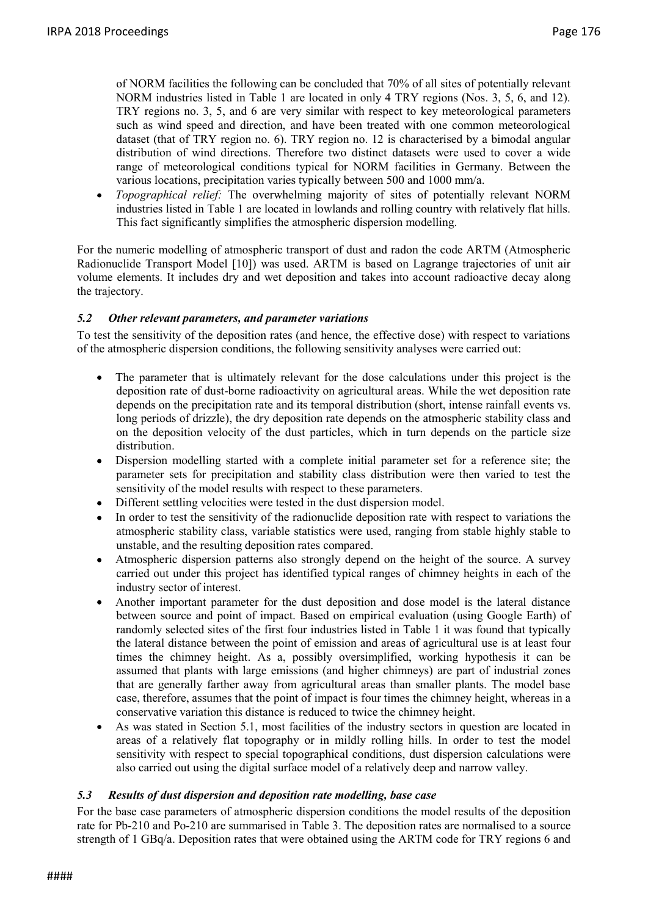of NORM facilities the following can be concluded that 70% of all sites of potentially relevant NORM industries listed in Table 1 are located in only 4 TRY regions (Nos. 3, 5, 6, and 12). TRY regions no. 3, 5, and 6 are very similar with respect to key meteorological parameters such as wind speed and direction, and have been treated with one common meteorological dataset (that of TRY region no. 6). TRY region no. 12 is characterised by a bimodal angular distribution of wind directions. Therefore two distinct datasets were used to cover a wide range of meteorological conditions typical for NORM facilities in Germany. Between the various locations, precipitation varies typically between 500 and 1000 mm/a.

- *Topographical relief:* The overwhelming majority of sites of potentially relevant NORM industries listed in Table 1 are located in lowlands and rolling country with relatively flat hills. This fact significantly simplifies the atmospheric dispersion modelling.

For the numeric modelling of atmospheric transport of dust and radon the code ARTM (Atmospheric Radionuclide Transport Model [10]) was used. ARTM is based on Lagrange trajectories of unit air volume elements. It includes dry and wet deposition and takes into account radioactive decay along the trajectory.

### *5.2 Other relevant parameters, and parameter variations*

To test the sensitivity of the deposition rates (and hence, the effective dose) with respect to variations of the atmospheric dispersion conditions, the following sensitivity analyses were carried out:

- The parameter that is ultimately relevant for the dose calculations under this project is the deposition rate of dust-borne radioactivity on agricultural areas. While the wet deposition rate depends on the precipitation rate and its temporal distribution (short, intense rainfall events vs. long periods of drizzle), the dry deposition rate depends on the atmospheric stability class and on the deposition velocity of the dust particles, which in turn depends on the particle size distribution.
- Dispersion modelling started with a complete initial parameter set for a reference site; the parameter sets for precipitation and stability class distribution were then varied to test the sensitivity of the model results with respect to these parameters.
- Different settling velocities were tested in the dust dispersion model.
- In order to test the sensitivity of the radionuclide deposition rate with respect to variations the atmospheric stability class, variable statistics were used, ranging from stable highly stable to unstable, and the resulting deposition rates compared.
- Atmospheric dispersion patterns also strongly depend on the height of the source. A survey carried out under this project has identified typical ranges of chimney heights in each of the industry sector of interest.
- Another important parameter for the dust deposition and dose model is the lateral distance between source and point of impact. Based on empirical evaluation (using Google Earth) of randomly selected sites of the first four industries listed in Table 1 it was found that typically the lateral distance between the point of emission and areas of agricultural use is at least four times the chimney height. As a, possibly oversimplified, working hypothesis it can be assumed that plants with large emissions (and higher chimneys) are part of industrial zones that are generally farther away from agricultural areas than smaller plants. The model base case, therefore, assumes that the point of impact is four times the chimney height, whereas in a conservative variation this distance is reduced to twice the chimney height.
- As was stated in Section 5.1, most facilities of the industry sectors in question are located in areas of a relatively flat topography or in mildly rolling hills. In order to test the model sensitivity with respect to special topographical conditions, dust dispersion calculations were also carried out using the digital surface model of a relatively deep and narrow valley.

### *5.3 Results of dust dispersion and deposition rate modelling, base case*

For the base case parameters of atmospheric dispersion conditions the model results of the deposition rate for Pb-210 and Po-210 are summarised in Table 3. The deposition rates are normalised to a source strength of 1 GBq/a. Deposition rates that were obtained using the ARTM code for TRY regions 6 and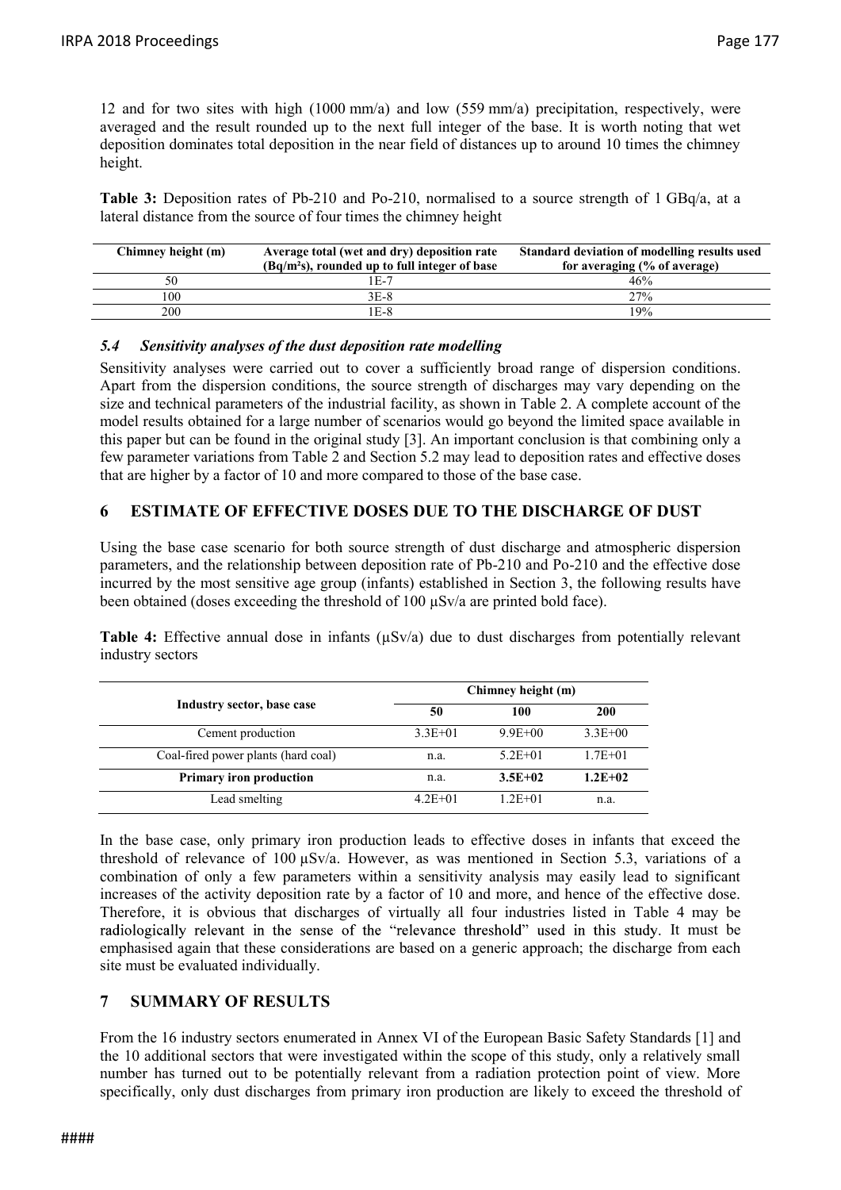12 and for two sites with high (1000 mm/a) and low (559 mm/a) precipitation, respectively, were averaged and the result rounded up to the next full integer of the base. It is worth noting that wet deposition dominates total deposition in the near field of distances up to around 10 times the chimney height.

**Table 3:** Deposition rates of Pb-210 and Po-210, normalised to a source strength of 1 GBq/a, at a lateral distance from the source of four times the chimney height

| Chimney height (m) | Average total (wet and dry) deposition rate (Bq/m²s), rounded up to full integer of base | Standard deviation of modelling results used for averaging (% of average) |
|---|---|---|
| 50 | 1E-7 | 46% |
| 100 | 3E-8 | 27% |
| 200 | 1E-8 | 19% |

### *5.4 Sensitivity analyses of the dust deposition rate modelling*

Sensitivity analyses were carried out to cover a sufficiently broad range of dispersion conditions. Apart from the dispersion conditions, the source strength of discharges may vary depending on the size and technical parameters of the industrial facility, as shown in Table 2. A complete account of the model results obtained for a large number of scenarios would go beyond the limited space available in this paper but can be found in the original study [3]. An important conclusion is that combining only a few parameter variations from Table 2 and Section 5.2 may lead to deposition rates and effective doses that are higher by a factor of 10 and more compared to those of the base case.

## 6 ESTIMATE OF EFFECTIVE DOSES DUE TO THE DISCHARGE OF DUST

Using the base case scenario for both source strength of dust discharge and atmospheric dispersion parameters, and the relationship between deposition rate of Pb-210 and Po-210 and the effective dose incurred by the most sensitive age group (infants) established in Section 3, the following results have been obtained (doses exceeding the threshold of 100 µSv/a are printed bold face).

**Table 4:** Effective annual dose in infants (µSv/a) due to dust discharges from potentially relevant industry sectors

| Industry sector, base case | Chimney height (m) | | |
|---|---|---|---|
| | **50** | **100** | **200** |
| Cement production | 3.3E+01 | 9.9E+00 | 3.3E+00 |
| Coal-fired power plants (hard coal) | n.a. | 5.2E+01 | 1.7E+01 |
| **Primary iron production** | n.a. | **3.5E+02** | **1.2E+02** |
| Lead smelting | 4.2E+01 | 1.2E+01 | n.a. |

In the base case, only primary iron production leads to effective doses in infants that exceed the threshold of relevance of 100 µSv/a. However, as was mentioned in Section 5.3, variations of a combination of only a few parameters within a sensitivity analysis may easily lead to significant increases of the activity deposition rate by a factor of 10 and more, and hence of the effective dose. Therefore, it is obvious that discharges of virtually all four industries listed in Table 4 may be radiologically relevant in the sense of the "relevance threshold" used in this study. It must be emphasised again that these considerations are based on a generic approach; the discharge from each site must be evaluated individually.

## 7 SUMMARY OF RESULTS

From the 16 industry sectors enumerated in Annex VI of the European Basic Safety Standards [1] and the 10 additional sectors that were investigated within the scope of this study, only a relatively small number has turned out to be potentially relevant from a radiation protection point of view. More specifically, only dust discharges from primary iron production are likely to exceed the threshold of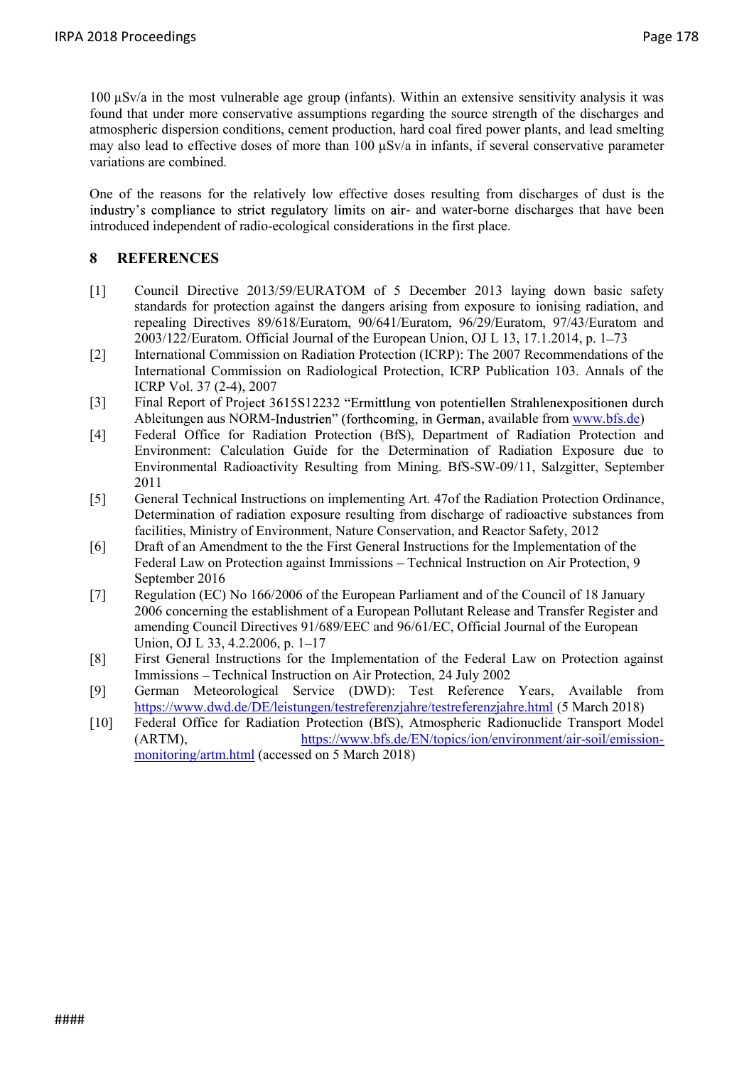100 μSv/a in the most vulnerable age group (infants). Within an extensive sensitivity analysis it was found that under more conservative assumptions regarding the source strength of the discharges and atmospheric dispersion conditions, cement production, hard coal fired power plants, and lead smelting may also lead to effective doses of more than 100 μSv/a in infants, if several conservative parameter variations are combined.

One of the reasons for the relatively low effective doses resulting from discharges of dust is the industry's compliance to strict regulatory limits on air- and water-borne discharges that have been introduced independent of radio-ecological considerations in the first place.

## 8 REFERENCES

[1] Council Directive 2013/59/EURATOM of 5 December 2013 laying down basic safety standards for protection against the dangers arising from exposure to ionising radiation, and repealing Directives 89/618/Euratom, 90/641/Euratom, 96/29/Euratom, 97/43/Euratom and 2003/122/Euratom. Official Journal of the European Union, OJ L 13, 17.1.2014, p. 1–73

[2] International Commission on Radiation Protection (ICRP): The 2007 Recommendations of the International Commission on Radiological Protection, ICRP Publication 103. Annals of the ICRP Vol. 37 (2-4), 2007

[3] Final Report of Project 3615S12232 "Ermittlung von potentiellen Strahlenexpositionen durch Ableitungen aus NORM-Industrien" (forthcoming, in German, available from www.bfs.de)

[4] Federal Office for Radiation Protection (BfS), Department of Radiation Protection and Environment: Calculation Guide for the Determination of Radiation Exposure due to Environmental Radioactivity Resulting from Mining. BfS-SW-09/11, Salzgitter, September 2011

[5] General Technical Instructions on implementing Art. 47of the Radiation Protection Ordinance, Determination of radiation exposure resulting from discharge of radioactive substances from facilities, Ministry of Environment, Nature Conservation, and Reactor Safety, 2012

[6] Draft of an Amendment to the the First General Instructions for the Implementation of the Federal Law on Protection against Immissions – Technical Instruction on Air Protection, 9 September 2016

[7] Regulation (EC) No 166/2006 of the European Parliament and of the Council of 18 January 2006 concerning the establishment of a European Pollutant Release and Transfer Register and amending Council Directives 91/689/EEC and 96/61/EC, Official Journal of the European Union, OJ L 33, 4.2.2006, p. 1–17

[8] First General Instructions for the Implementation of the Federal Law on Protection against Immissions – Technical Instruction on Air Protection, 24 July 2002

[9] German Meteorological Service (DWD): Test Reference Years, Available from https://www.dwd.de/DE/leistungen/testreferenzjahre/testreferenzjahre.html (5 March 2018)

[10] Federal Office for Radiation Protection (BfS), Atmospheric Radionuclide Transport Model (ARTM), https://www.bfs.de/EN/topics/ion/environment/air-soil/emission-monitoring/artm.html (accessed on 5 March 2018)